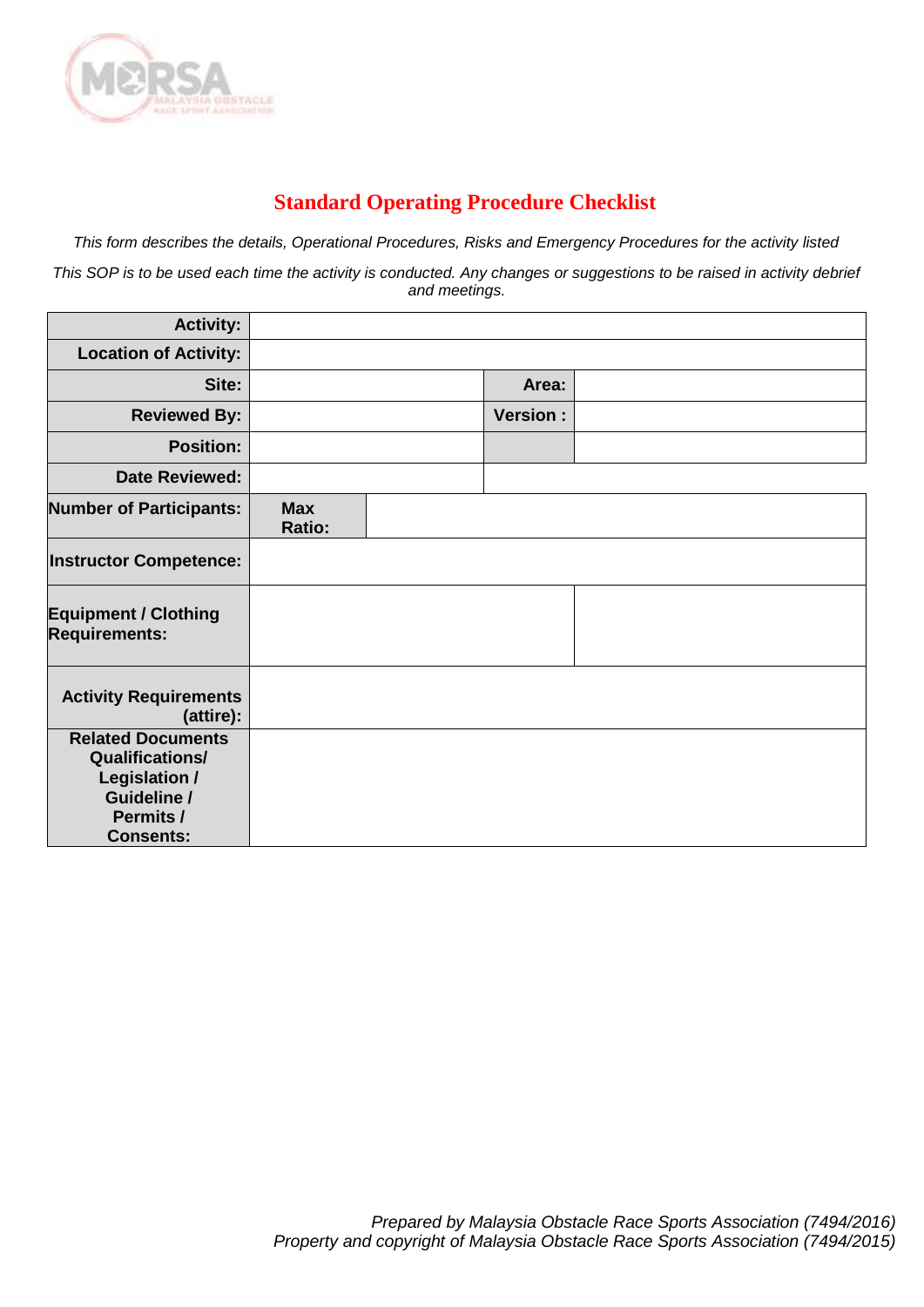# Standard Operating Procedure Checklist

*This form describes the details, Operational Procedures, Risks and Emergency Procedures for the activity listed*

*This SOP is to be used each time the activity is conducted. Any changes or suggestions to be raised in activity debrief and meetings.*

| | | | |
|---|---|---|---|
| **Activity:** | | | |
| **Location of Activity:** | | | |
| **Site:** | | **Area:** | |
| **Reviewed By:** | | **Version :** | |
| **Position:** | | | |
| **Date Reviewed:** | | | |
| **Number of Participants:** | **Max Ratio:** | | |
| **Instructor Competence:** | | | |
| **Equipment / Clothing Requirements:** | | | |
| **Activity Requirements (attire):** | | | |
| **Related Documents Qualifications/ Legislation / Guideline / Permits / Consents:** | | | |

*Prepared by Malaysia Obstacle Race Sports Association (7494/2016)*
*Property and copyright of Malaysia Obstacle Race Sports Association (7494/2015)*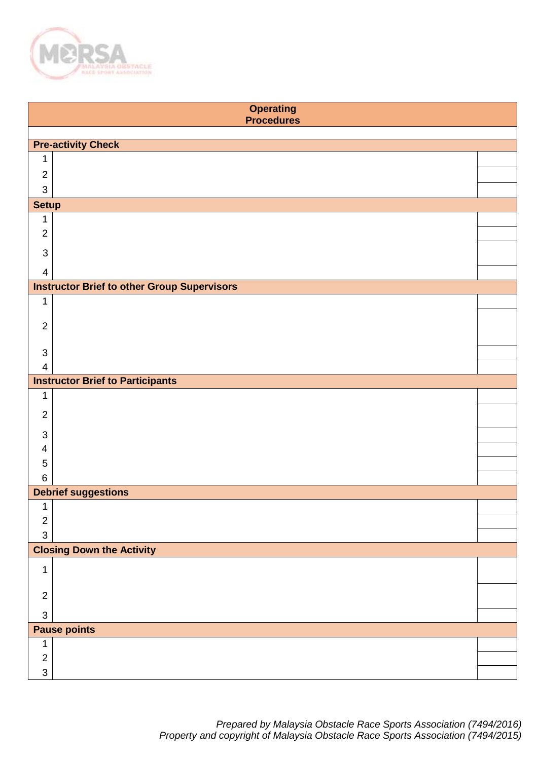| Operating Procedures | | |
|---|---|---|
| | | |
| **Pre-activity Check** | | |
| 1 | | |
| 2 | | |
| 3 | | |
| **Setup** | | |
| 1 | | |
| 2 | | |
| 3 | | |
| 4 | | |
| **Instructor Brief to other Group Supervisors** | | |
| 1 | | |
| 2 | | |
| 3 | | |
| 4 | | |
| **Instructor Brief to Participants** | | |
| 1 | | |
| 2 | | |
| 3 | | |
| 4 | | |
| 5 | | |
| 6 | | |
| **Debrief suggestions** | | |
| 1 | | |
| 2 | | |
| 3 | | |
| **Closing Down the Activity** | | |
| 1 | | |
| 2 | | |
| 3 | | |
| **Pause points** | | |
| 1 | | |
| 2 | | |
| 3 | | |

*Prepared by Malaysia Obstacle Race Sports Association (7494/2016)*
*Property and copyright of Malaysia Obstacle Race Sports Association (7494/2015)*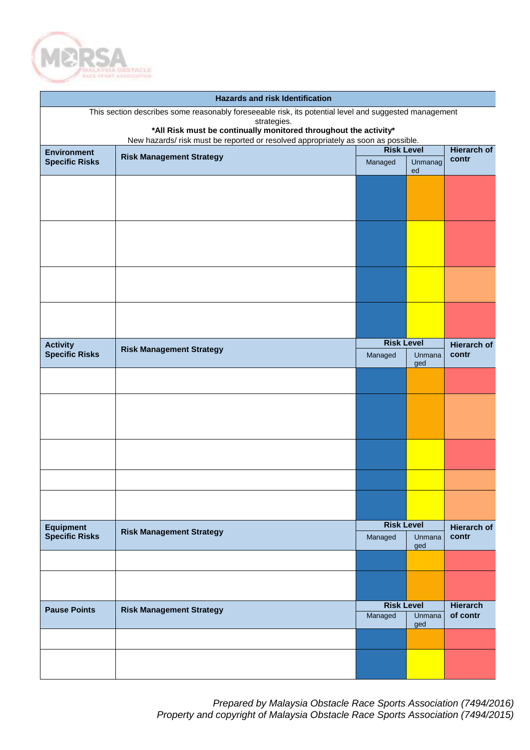## Hazards and risk Identification

This section describes some reasonably foreseeable risk, its potential level and suggested management strategies.

**\*All Risk must be continually monitored throughout the activity\***

New hazards/ risk must be reported or resolved appropriately as soon as possible.

| **Environment Specific Risks** | **Risk Management Strategy** | **Risk Level** | | **Hierarch of contr** |
|---|---|---|---|---|
| | | Managed | Unmanaged | |
| | | | | |
| | | | | |
| | | | | |
| | | | | |

| **Activity Specific Risks** | **Risk Management Strategy** | **Risk Level** | | **Hierarch of contr** |
|---|---|---|---|---|
| | | Managed | Unmanaged | |
| | | | | |
| | | | | |
| | | | | |
| | | | | |
| | | | | |

| **Equipment Specific Risks** | **Risk Management Strategy** | **Risk Level** | | **Hierarch of contr** |
|---|---|---|---|---|
| | | Managed | Unmanaged | |
| | | | | |
| | | | | |

| **Pause Points** | **Risk Management Strategy** | **Risk Level** | | **Hierarch of contr** |
|---|---|---|---|---|
| | | Managed | Unmanaged | |
| | | | | |
| | | | | |

*Prepared by Malaysia Obstacle Race Sports Association (7494/2016)*
*Property and copyright of Malaysia Obstacle Race Sports Association (7494/2015)*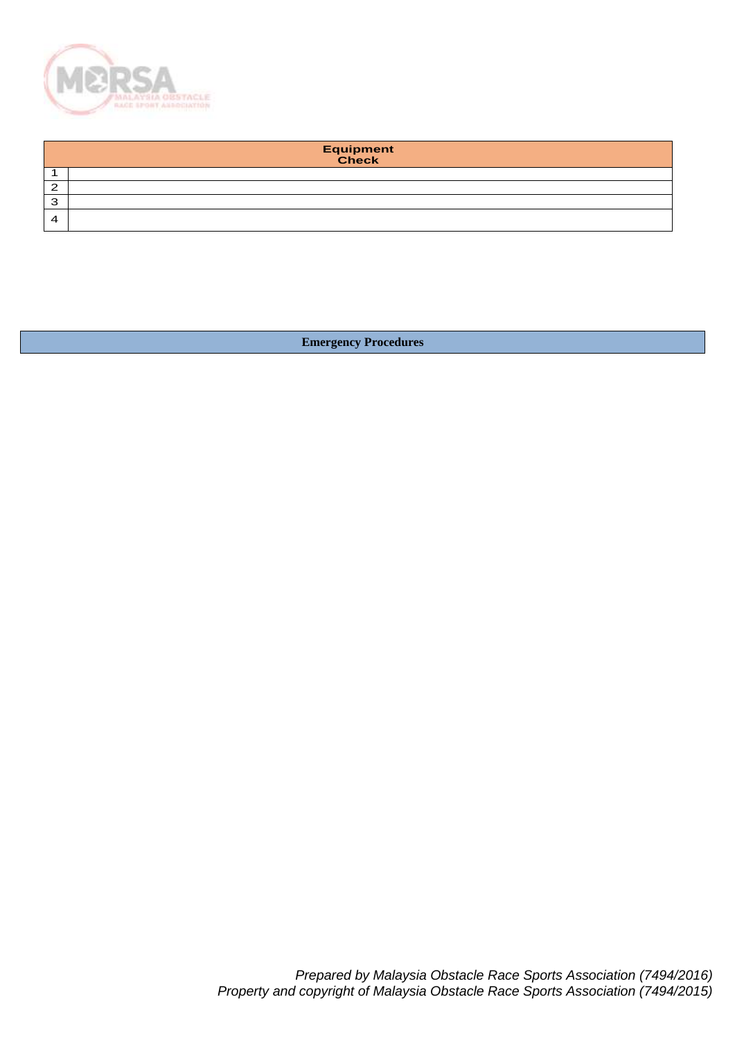| Equipment Check | |
|---|---|
| 1 | |
| 2 | |
| 3 | |
| 4 | |

| Emergency Procedures |
|---|

*Prepared by Malaysia Obstacle Race Sports Association (7494/2016)*
*Property and copyright of Malaysia Obstacle Race Sports Association (7494/2015)*